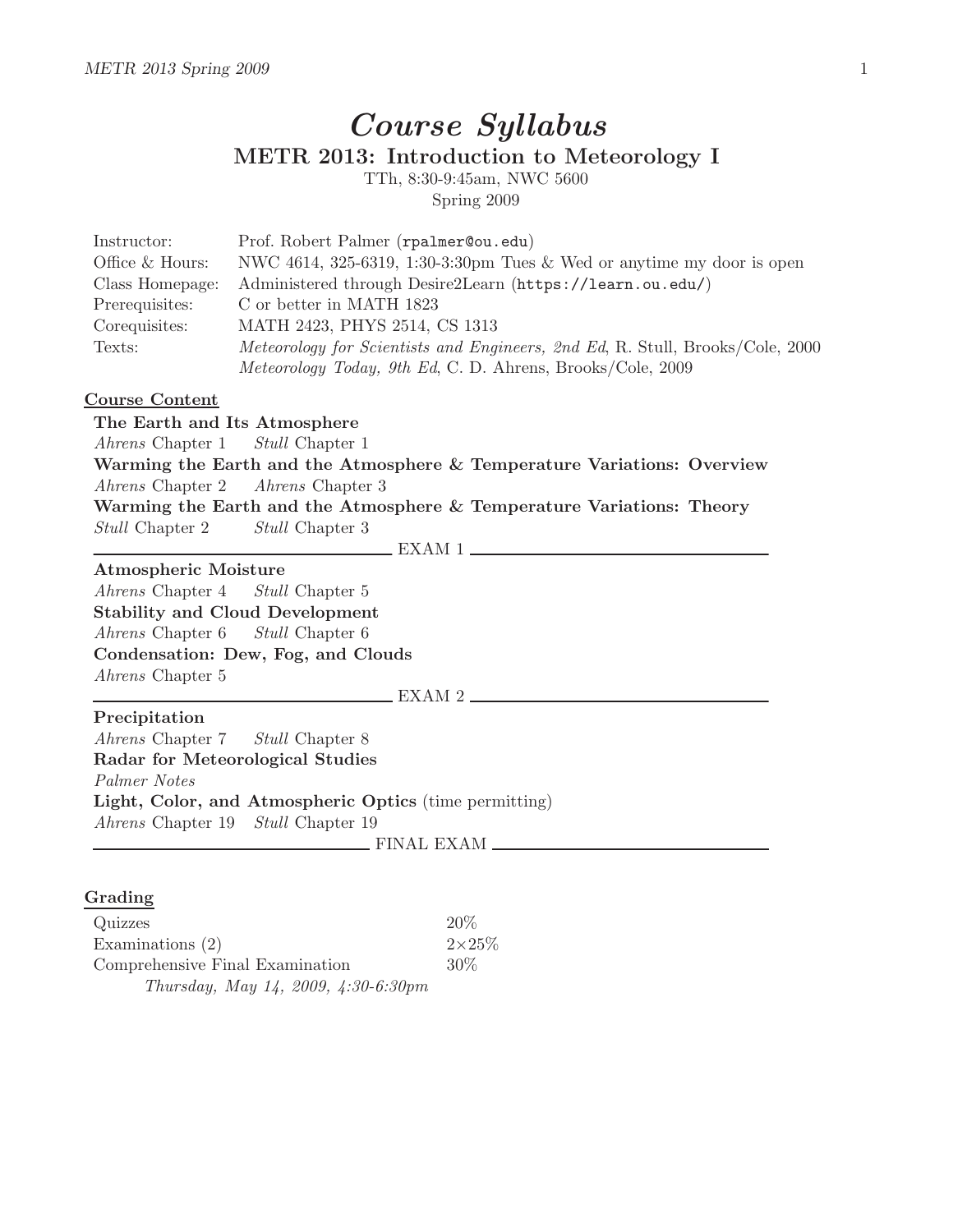# *Course Syllabus*

## METR 2013: Introduction to Meteorology I

TTh, 8:30-9:45am, NWC 5600

Spring 2009

| | |
|---|---|
| Instructor: | Prof. Robert Palmer (`rpalmer@ou.edu`) |
| Office & Hours: | NWC 4614, 325-6319, 1:30-3:30pm Tues & Wed or anytime my door is open |
| Class Homepage: | Administered through Desire2Learn (`https://learn.ou.edu/`) |
| Prerequisites: | C or better in MATH 1823 |
| Corequisites: | MATH 2423, PHYS 2514, CS 1313 |
| Texts: | *Meteorology for Scientists and Engineers, 2nd Ed*, R. Stull, Brooks/Cole, 2000 |
| | *Meteorology Today, 9th Ed*, C. D. Ahrens, Brooks/Cole, 2009 |

### Course Content

**The Earth and Its Atmosphere**
*Ahrens* Chapter 1 *Stull* Chapter 1

**Warming the Earth and the Atmosphere & Temperature Variations: Overview**
*Ahrens* Chapter 2 *Ahrens* Chapter 3

**Warming the Earth and the Atmosphere & Temperature Variations: Theory**
*Stull* Chapter 2 *Stull* Chapter 3

———————— EXAM 1 ————————

**Atmospheric Moisture**
*Ahrens* Chapter 4 *Stull* Chapter 5

**Stability and Cloud Development**
*Ahrens* Chapter 6 *Stull* Chapter 6

**Condensation: Dew, Fog, and Clouds**
*Ahrens* Chapter 5

———————— EXAM 2 ————————

**Precipitation**
*Ahrens* Chapter 7 *Stull* Chapter 8

**Radar for Meteorological Studies**
*Palmer Notes*

**Light, Color, and Atmospheric Optics** (time permitting)
*Ahrens* Chapter 19 *Stull* Chapter 19

———————— FINAL EXAM ————————

### Grading

| | |
|---|---|
| Quizzes | 20% |
| Examinations (2) | 2×25% |
| Comprehensive Final Examination | 30% |
| *Thursday, May 14, 2009, 4:30-6:30pm* | |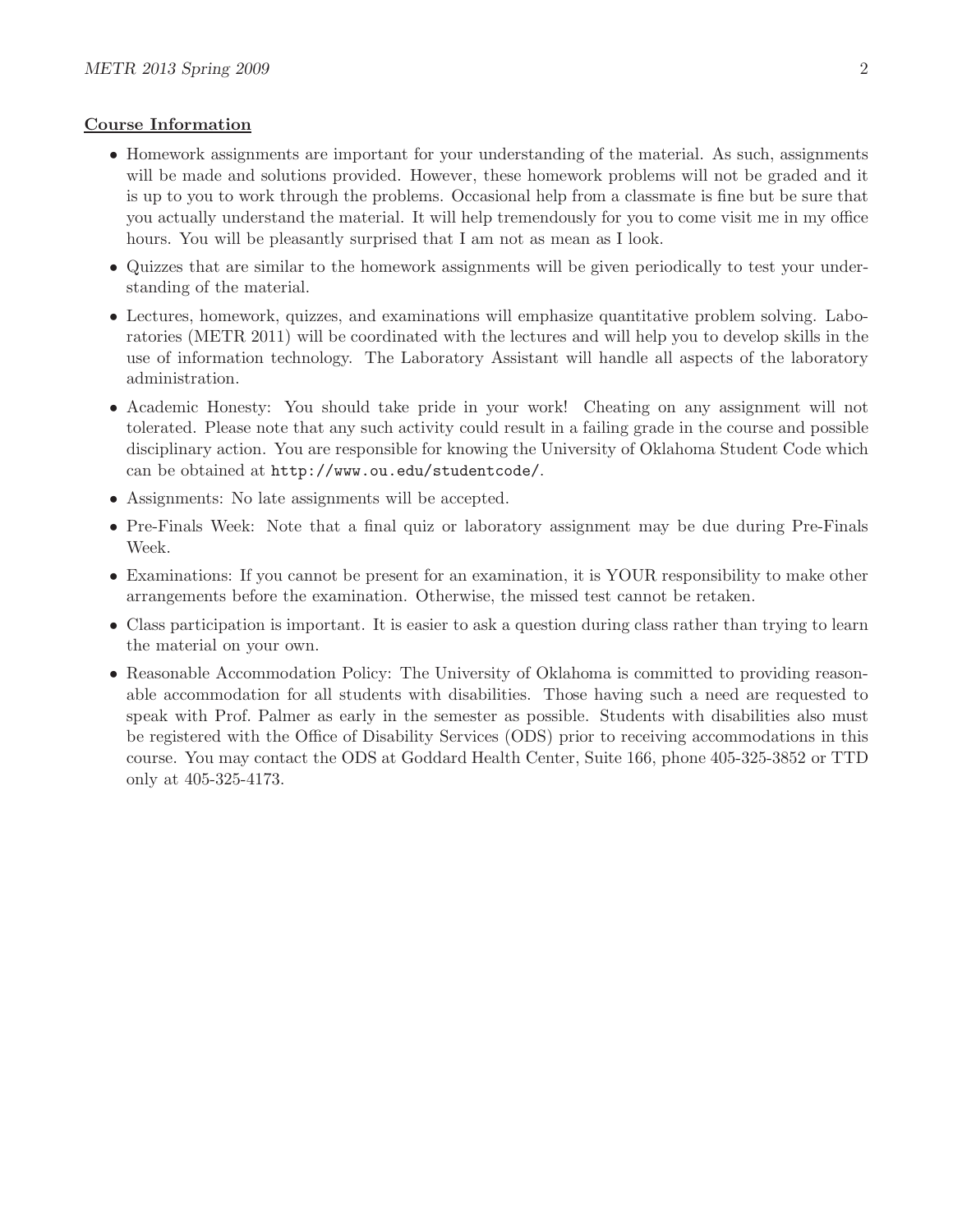**Course Information**

- Homework assignments are important for your understanding of the material. As such, assignments will be made and solutions provided. However, these homework problems will not be graded and it is up to you to work through the problems. Occasional help from a classmate is fine but be sure that you actually understand the material. It will help tremendously for you to come visit me in my office hours. You will be pleasantly surprised that I am not as mean as I look.
- Quizzes that are similar to the homework assignments will be given periodically to test your understanding of the material.
- Lectures, homework, quizzes, and examinations will emphasize quantitative problem solving. Laboratories (METR 2011) will be coordinated with the lectures and will help you to develop skills in the use of information technology. The Laboratory Assistant will handle all aspects of the laboratory administration.
- Academic Honesty: You should take pride in your work! Cheating on any assignment will not tolerated. Please note that any such activity could result in a failing grade in the course and possible disciplinary action. You are responsible for knowing the University of Oklahoma Student Code which can be obtained at `http://www.ou.edu/studentcode/`.
- Assignments: No late assignments will be accepted.
- Pre-Finals Week: Note that a final quiz or laboratory assignment may be due during Pre-Finals Week.
- Examinations: If you cannot be present for an examination, it is YOUR responsibility to make other arrangements before the examination. Otherwise, the missed test cannot be retaken.
- Class participation is important. It is easier to ask a question during class rather than trying to learn the material on your own.
- Reasonable Accommodation Policy: The University of Oklahoma is committed to providing reasonable accommodation for all students with disabilities. Those having such a need are requested to speak with Prof. Palmer as early in the semester as possible. Students with disabilities also must be registered with the Office of Disability Services (ODS) prior to receiving accommodations in this course. You may contact the ODS at Goddard Health Center, Suite 166, phone 405-325-3852 or TTD only at 405-325-4173.